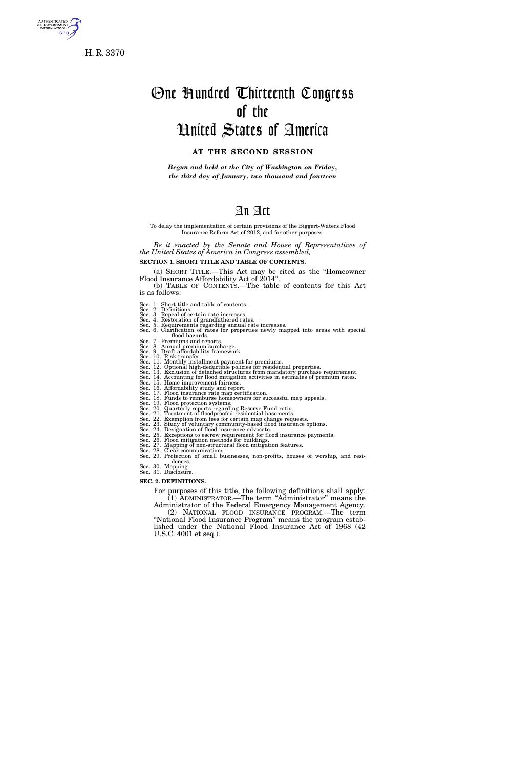H. R. 3370

# One Hundred Thirteenth Congress of the United States of America

**AT THE SECOND SESSION**

***Begun and held at the City of Washington on Friday, the third day of January, two thousand and fourteen***

# An Act

To delay the implementation of certain provisions of the Biggert-Waters Flood Insurance Reform Act of 2012, and for other purposes.

*Be it enacted by the Senate and House of Representatives of the United States of America in Congress assembled,*

**SECTION 1. SHORT TITLE AND TABLE OF CONTENTS.**

(a) SHORT TITLE.—This Act may be cited as the "Homeowner Flood Insurance Affordability Act of 2014".

(b) TABLE OF CONTENTS.—The table of contents for this Act is as follows:

Sec. 1. Short title and table of contents.
Sec. 2. Definitions.
Sec. 3. Repeal of certain rate increases.
Sec. 4. Restoration of grandfathered rates.
Sec. 5. Requirements regarding annual rate increases.
Sec. 6. Clarification of rates for properties newly mapped into areas with special flood hazards.
Sec. 7. Premiums and reports.
Sec. 8. Annual premium surcharge.
Sec. 9. Draft affordability framework.
Sec. 10. Risk transfer.
Sec. 11. Monthly installment payment for premiums.
Sec. 12. Optional high-deductible policies for residential properties.
Sec. 13. Exclusion of detached structures from mandatory purchase requirement.
Sec. 14. Accounting for flood mitigation activities in estimates of premium rates.
Sec. 15. Home improvement fairness.
Sec. 16. Affordability study and report.
Sec. 17. Flood insurance rate map certification.
Sec. 18. Funds to reimburse homeowners for successful map appeals.
Sec. 19. Flood protection systems.
Sec. 20. Quarterly reports regarding Reserve Fund ratio.
Sec. 21. Treatment of floodproofed residential basements.
Sec. 22. Exemption from fees for certain map change requests.
Sec. 23. Study of voluntary community-based flood insurance options.
Sec. 24. Designation of flood insurance advocate.
Sec. 25. Exceptions to escrow requirement for flood insurance payments.
Sec. 26. Flood mitigation methods for buildings.
Sec. 27. Mapping of non-structural flood mitigation features.
Sec. 28. Clear communications.
Sec. 29. Protection of small businesses, non-profits, houses of worship, and residences.
Sec. 30. Mapping.
Sec. 31. Disclosure.

**SEC. 2. DEFINITIONS.**

For purposes of this title, the following definitions shall apply:

(1) ADMINISTRATOR.—The term "Administrator" means the Administrator of the Federal Emergency Management Agency.

(2) NATIONAL FLOOD INSURANCE PROGRAM.—The term "National Flood Insurance Program" means the program established under the National Flood Insurance Act of 1968 (42 U.S.C. 4001 et seq.).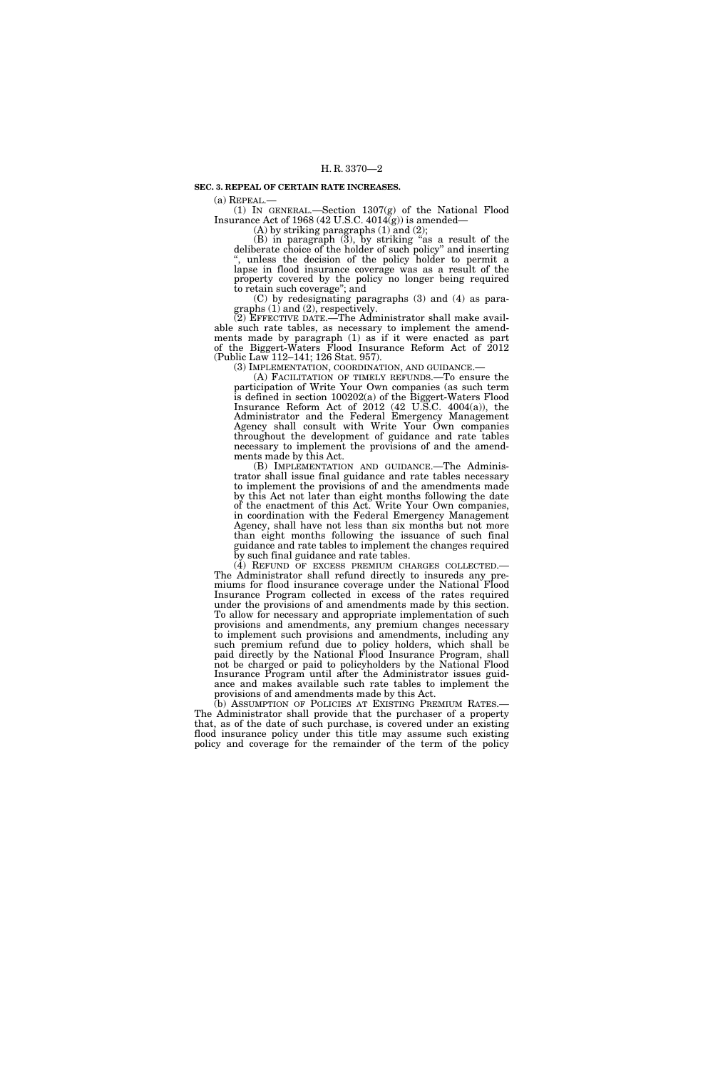**SEC. 3. REPEAL OF CERTAIN RATE INCREASES.**

(a) REPEAL.—

(1) IN GENERAL.—Section 1307(g) of the National Flood Insurance Act of 1968 (42 U.S.C. 4014(g)) is amended—

(A) by striking paragraphs (1) and (2);

(B) in paragraph (3), by striking "as a result of the deliberate choice of the holder of such policy" and inserting ", unless the decision of the policy holder to permit a lapse in flood insurance coverage was as a result of the property covered by the policy no longer being required to retain such coverage"; and

(C) by redesignating paragraphs (3) and (4) as paragraphs (1) and (2), respectively.

(2) EFFECTIVE DATE.—The Administrator shall make available such rate tables, as necessary to implement the amendments made by paragraph (1) as if it were enacted as part of the Biggert-Waters Flood Insurance Reform Act of 2012 (Public Law 112–141; 126 Stat. 957).

(3) IMPLEMENTATION, COORDINATION, AND GUIDANCE.—

(A) FACILITATION OF TIMELY REFUNDS.—To ensure the participation of Write Your Own companies (as such term is defined in section 100202(a) of the Biggert-Waters Flood Insurance Reform Act of 2012 (42 U.S.C. 4004(a)), the Administrator and the Federal Emergency Management Agency shall consult with Write Your Own companies throughout the development of guidance and rate tables necessary to implement the provisions of and the amendments made by this Act.

(B) IMPLEMENTATION AND GUIDANCE.—The Administrator shall issue final guidance and rate tables necessary to implement the provisions of and the amendments made by this Act not later than eight months following the date of the enactment of this Act. Write Your Own companies, in coordination with the Federal Emergency Management Agency, shall have not less than six months but not more than eight months following the issuance of such final guidance and rate tables to implement the changes required by such final guidance and rate tables.

(4) REFUND OF EXCESS PREMIUM CHARGES COLLECTED.—The Administrator shall refund directly to insureds any premiums for flood insurance coverage under the National Flood Insurance Program collected in excess of the rates required under the provisions of and amendments made by this section. To allow for necessary and appropriate implementation of such provisions and amendments, any premium changes necessary to implement such provisions and amendments, including any such premium refund due to policy holders, which shall be paid directly by the National Flood Insurance Program, shall not be charged or paid to policyholders by the National Flood Insurance Program until after the Administrator issues guidance and makes available such rate tables to implement the provisions of and amendments made by this Act.

(b) ASSUMPTION OF POLICIES AT EXISTING PREMIUM RATES.—The Administrator shall provide that the purchaser of a property that, as of the date of such purchase, is covered under an existing flood insurance policy under this title may assume such existing policy and coverage for the remainder of the term of the policy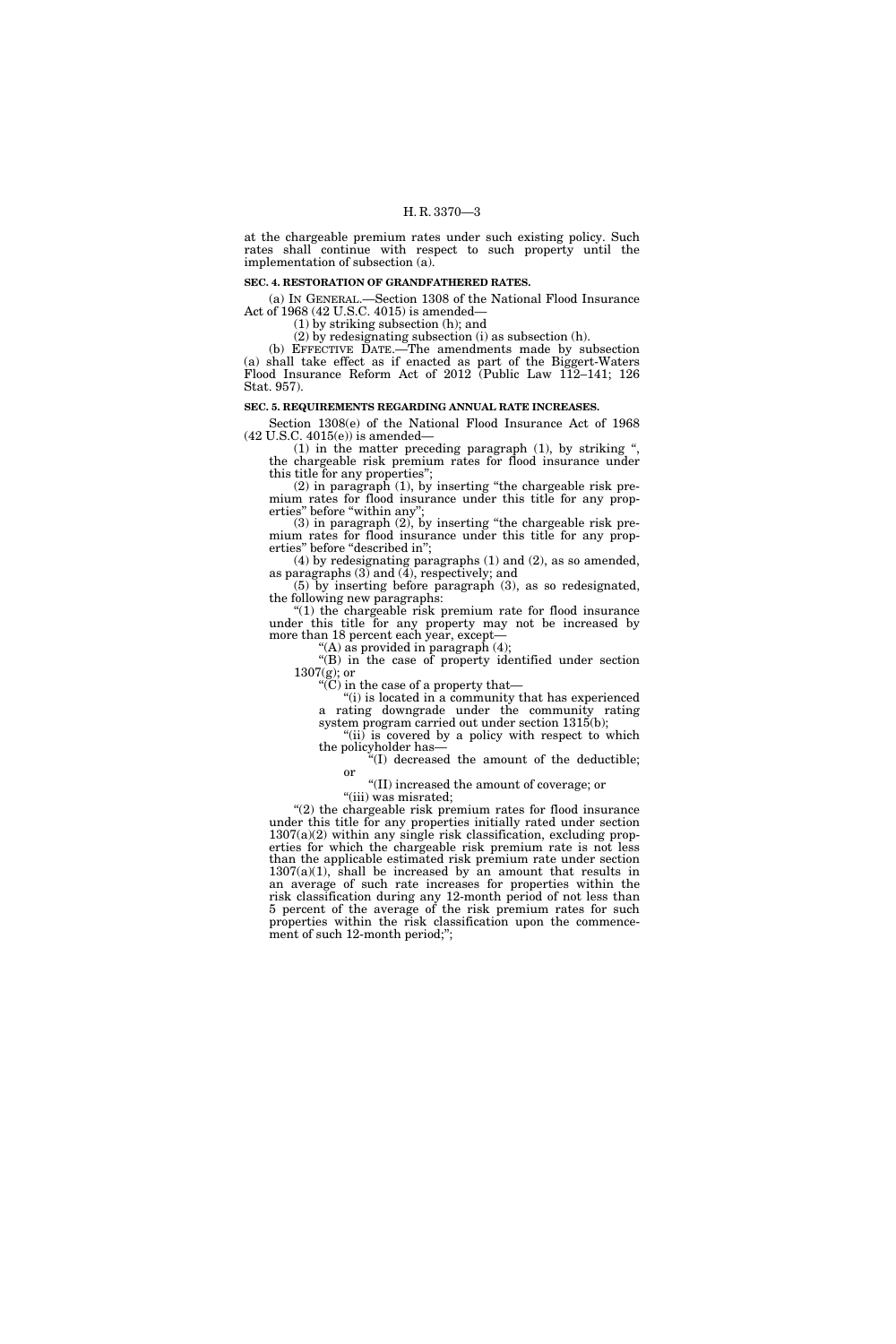at the chargeable premium rates under such existing policy. Such rates shall continue with respect to such property until the implementation of subsection (a).

**SEC. 4. RESTORATION OF GRANDFATHERED RATES.**

(a) IN GENERAL.—Section 1308 of the National Flood Insurance Act of 1968 (42 U.S.C. 4015) is amended—

(1) by striking subsection (h); and

(2) by redesignating subsection (i) as subsection (h).

(b) EFFECTIVE DATE.—The amendments made by subsection (a) shall take effect as if enacted as part of the Biggert-Waters Flood Insurance Reform Act of 2012 (Public Law 112–141; 126 Stat. 957).

**SEC. 5. REQUIREMENTS REGARDING ANNUAL RATE INCREASES.**

Section 1308(e) of the National Flood Insurance Act of 1968 (42 U.S.C. 4015(e)) is amended—

(1) in the matter preceding paragraph (1), by striking ", the chargeable risk premium rates for flood insurance under this title for any properties";

(2) in paragraph (1), by inserting "the chargeable risk premium rates for flood insurance under this title for any properties" before "within any";

(3) in paragraph (2), by inserting "the chargeable risk premium rates for flood insurance under this title for any properties" before "described in";

(4) by redesignating paragraphs (1) and (2), as so amended, as paragraphs (3) and (4), respectively; and

(5) by inserting before paragraph (3), as so redesignated, the following new paragraphs:

"(1) the chargeable risk premium rate for flood insurance under this title for any property may not be increased by more than 18 percent each year, except—

"(A) as provided in paragraph (4);

"(B) in the case of property identified under section 1307(g); or

"(C) in the case of a property that—

"(i) is located in a community that has experienced a rating downgrade under the community rating system program carried out under section 1315(b);

"(ii) is covered by a policy with respect to which the policyholder has—

"(I) decreased the amount of the deductible; or

"(II) increased the amount of coverage; or

"(iii) was misrated;

"(2) the chargeable risk premium rates for flood insurance under this title for any properties initially rated under section 1307(a)(2) within any single risk classification, excluding properties for which the chargeable risk premium rate is not less than the applicable estimated risk premium rate under section 1307(a)(1), shall be increased by an amount that results in an average of such rate increases for properties within the risk classification during any 12-month period of not less than 5 percent of the average of the risk premium rates for such properties within the risk classification upon the commencement of such 12-month period;";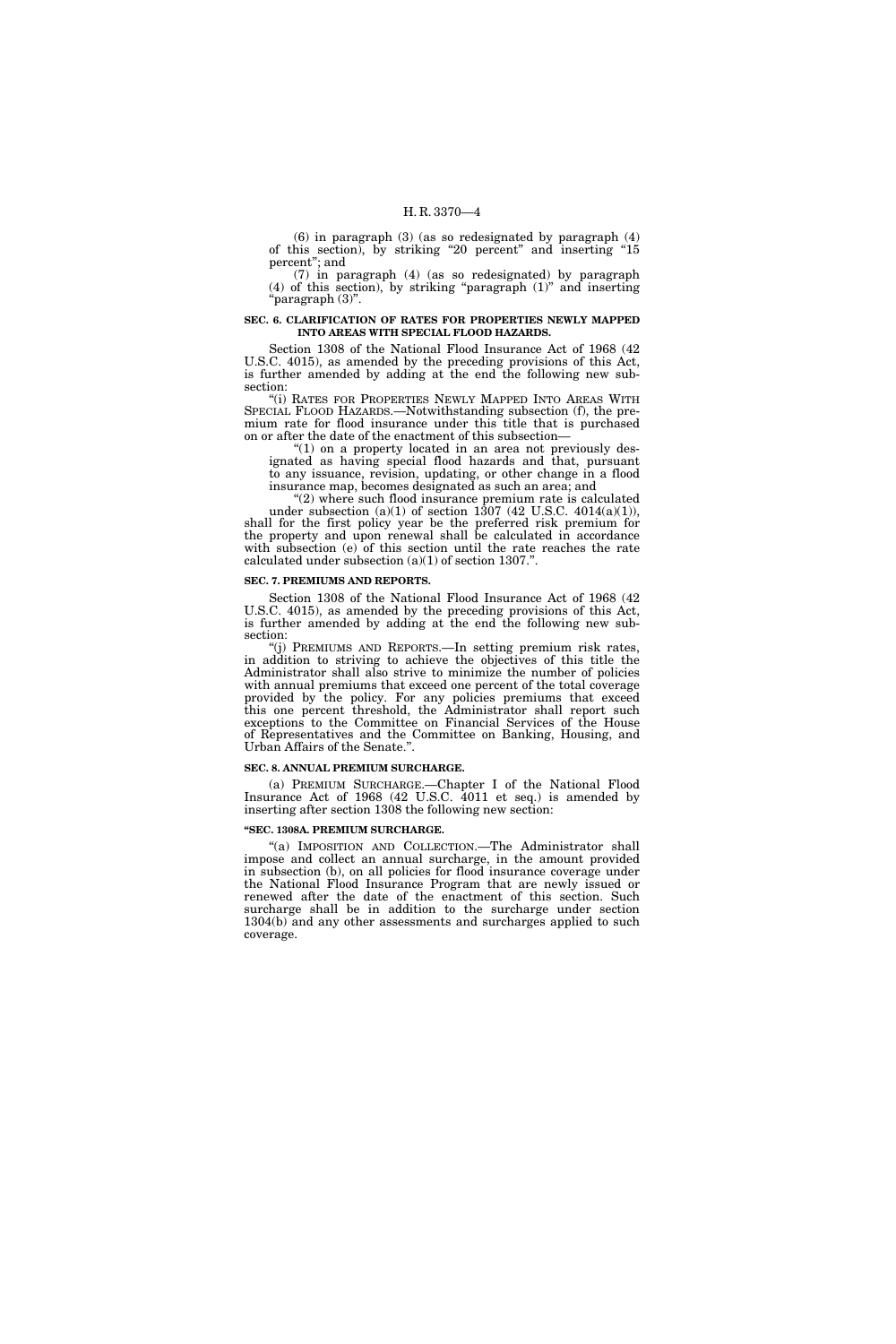(6) in paragraph (3) (as so redesignated by paragraph (4) of this section), by striking "20 percent" and inserting "15 percent"; and

(7) in paragraph (4) (as so redesignated) by paragraph (4) of this section), by striking "paragraph (1)" and inserting "paragraph (3)".

**SEC. 6. CLARIFICATION OF RATES FOR PROPERTIES NEWLY MAPPED INTO AREAS WITH SPECIAL FLOOD HAZARDS.**

Section 1308 of the National Flood Insurance Act of 1968 (42 U.S.C. 4015), as amended by the preceding provisions of this Act, is further amended by adding at the end the following new subsection:

"(i) RATES FOR PROPERTIES NEWLY MAPPED INTO AREAS WITH SPECIAL FLOOD HAZARDS.—Notwithstanding subsection (f), the premium rate for flood insurance under this title that is purchased on or after the date of the enactment of this subsection—

"(1) on a property located in an area not previously designated as having special flood hazards and that, pursuant to any issuance, revision, updating, or other change in a flood insurance map, becomes designated as such an area; and

"(2) where such flood insurance premium rate is calculated under subsection (a)(1) of section 1307 (42 U.S.C. 4014(a)(1)),

shall for the first policy year be the preferred risk premium for the property and upon renewal shall be calculated in accordance with subsection (e) of this section until the rate reaches the rate calculated under subsection (a)(1) of section 1307.".

**SEC. 7. PREMIUMS AND REPORTS.**

Section 1308 of the National Flood Insurance Act of 1968 (42 U.S.C. 4015), as amended by the preceding provisions of this Act, is further amended by adding at the end the following new subsection:

"(j) PREMIUMS AND REPORTS.—In setting premium risk rates, in addition to striving to achieve the objectives of this title the Administrator shall also strive to minimize the number of policies with annual premiums that exceed one percent of the total coverage provided by the policy. For any policies premiums that exceed this one percent threshold, the Administrator shall report such exceptions to the Committee on Financial Services of the House of Representatives and the Committee on Banking, Housing, and Urban Affairs of the Senate.".

**SEC. 8. ANNUAL PREMIUM SURCHARGE.**

(a) PREMIUM SURCHARGE.—Chapter I of the National Flood Insurance Act of 1968 (42 U.S.C. 4011 et seq.) is amended by inserting after section 1308 the following new section:

**"SEC. 1308A. PREMIUM SURCHARGE.**

"(a) IMPOSITION AND COLLECTION.—The Administrator shall impose and collect an annual surcharge, in the amount provided in subsection (b), on all policies for flood insurance coverage under the National Flood Insurance Program that are newly issued or renewed after the date of the enactment of this section. Such surcharge shall be in addition to the surcharge under section 1304(b) and any other assessments and surcharges applied to such coverage.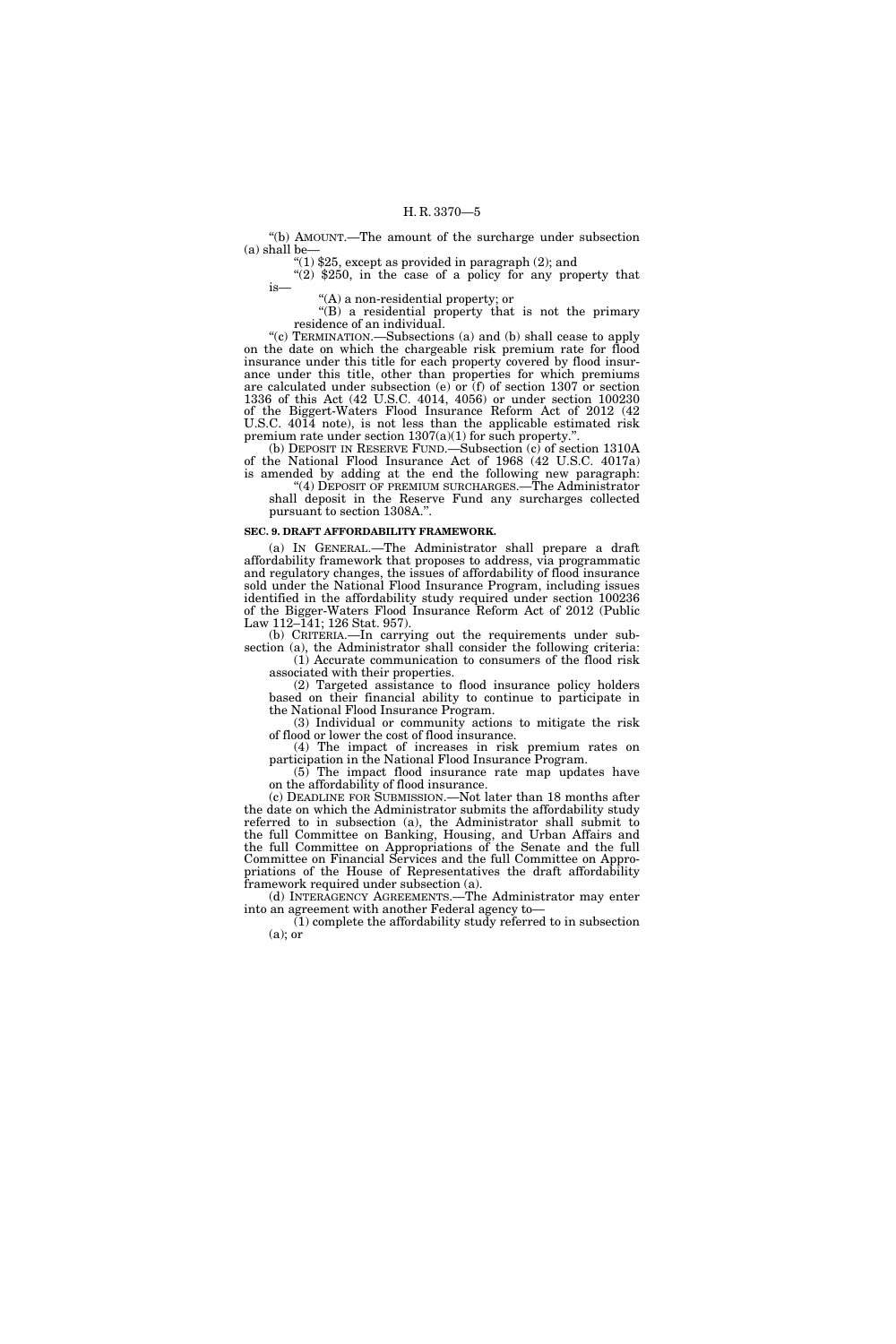"(b) AMOUNT.—The amount of the surcharge under subsection (a) shall be—

"(1) $25, except as provided in paragraph (2); and

"(2) $250, in the case of a policy for any property that is—

"(A) a non-residential property; or

"(B) a residential property that is not the primary residence of an individual.

"(c) TERMINATION.—Subsections (a) and (b) shall cease to apply on the date on which the chargeable risk premium rate for flood insurance under this title for each property covered by flood insurance under this title, other than properties for which premiums are calculated under subsection (e) or (f) of section 1307 or section 1336 of this Act (42 U.S.C. 4014, 4056) or under section 100230 of the Biggert-Waters Flood Insurance Reform Act of 2012 (42 U.S.C. 4014 note), is not less than the applicable estimated risk premium rate under section 1307(a)(1) for such property.".

(b) DEPOSIT IN RESERVE FUND.—Subsection (c) of section 1310A of the National Flood Insurance Act of 1968 (42 U.S.C. 4017a) is amended by adding at the end the following new paragraph:

"(4) DEPOSIT OF PREMIUM SURCHARGES.—The Administrator shall deposit in the Reserve Fund any surcharges collected pursuant to section 1308A.".

**SEC. 9. DRAFT AFFORDABILITY FRAMEWORK.**

(a) IN GENERAL.—The Administrator shall prepare a draft affordability framework that proposes to address, via programmatic and regulatory changes, the issues of affordability of flood insurance sold under the National Flood Insurance Program, including issues identified in the affordability study required under section 100236 of the Bigger-Waters Flood Insurance Reform Act of 2012 (Public Law 112–141; 126 Stat. 957).

(b) CRITERIA.—In carrying out the requirements under subsection (a), the Administrator shall consider the following criteria:

(1) Accurate communication to consumers of the flood risk associated with their properties.

(2) Targeted assistance to flood insurance policy holders based on their financial ability to continue to participate in the National Flood Insurance Program.

(3) Individual or community actions to mitigate the risk of flood or lower the cost of flood insurance.

(4) The impact of increases in risk premium rates on participation in the National Flood Insurance Program.

(5) The impact flood insurance rate map updates have on the affordability of flood insurance.

(c) DEADLINE FOR SUBMISSION.—Not later than 18 months after the date on which the Administrator submits the affordability study referred to in subsection (a), the Administrator shall submit to the full Committee on Banking, Housing, and Urban Affairs and the full Committee on Appropriations of the Senate and the full Committee on Financial Services and the full Committee on Appropriations of the House of Representatives the draft affordability framework required under subsection (a).

(d) INTERAGENCY AGREEMENTS.—The Administrator may enter into an agreement with another Federal agency to—

(1) complete the affordability study referred to in subsection (a); or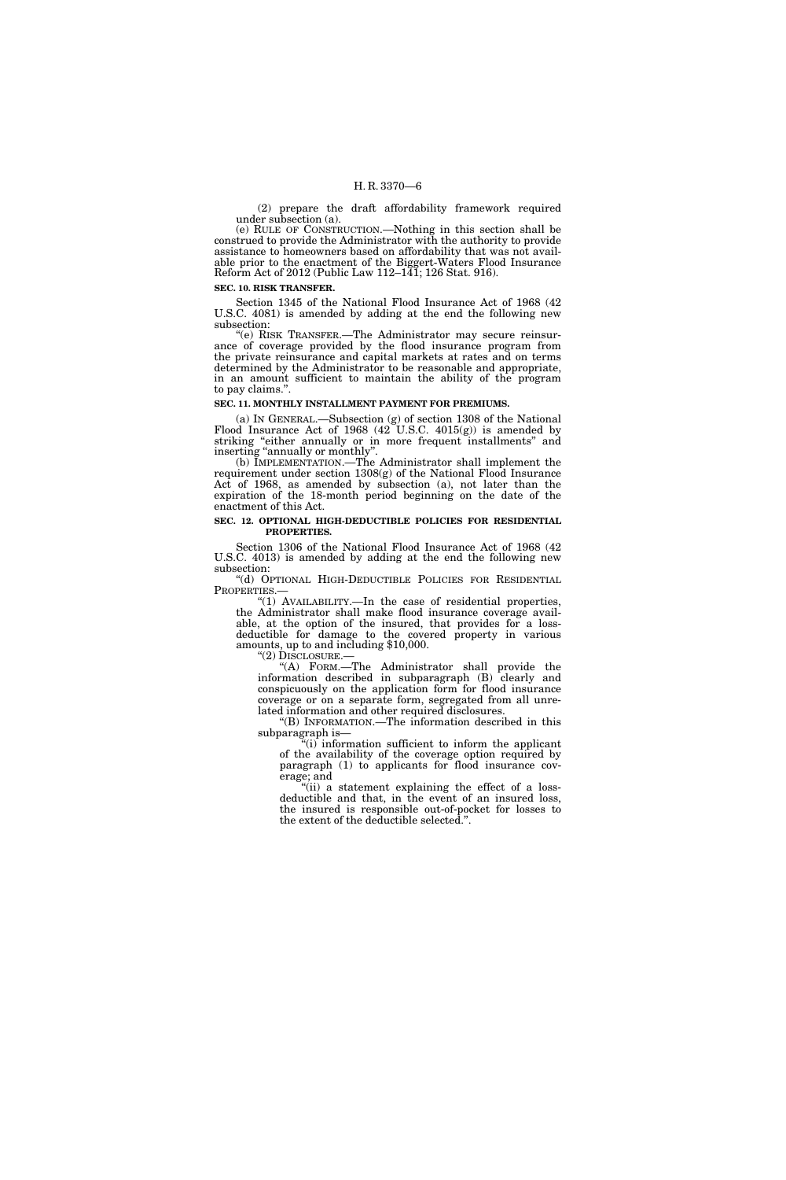(2) prepare the draft affordability framework required under subsection (a).

(e) RULE OF CONSTRUCTION.—Nothing in this section shall be construed to provide the Administrator with the authority to provide assistance to homeowners based on affordability that was not available prior to the enactment of the Biggert-Waters Flood Insurance Reform Act of 2012 (Public Law 112–141; 126 Stat. 916).

**SEC. 10. RISK TRANSFER.**

Section 1345 of the National Flood Insurance Act of 1968 (42 U.S.C. 4081) is amended by adding at the end the following new subsection:

"(e) RISK TRANSFER.—The Administrator may secure reinsurance of coverage provided by the flood insurance program from the private reinsurance and capital markets at rates and on terms determined by the Administrator to be reasonable and appropriate, in an amount sufficient to maintain the ability of the program to pay claims.".

**SEC. 11. MONTHLY INSTALLMENT PAYMENT FOR PREMIUMS.**

(a) IN GENERAL.—Subsection (g) of section 1308 of the National Flood Insurance Act of 1968 (42 U.S.C. 4015(g)) is amended by striking "either annually or in more frequent installments" and inserting "annually or monthly".

(b) IMPLEMENTATION.—The Administrator shall implement the requirement under section 1308(g) of the National Flood Insurance Act of 1968, as amended by subsection (a), not later than the expiration of the 18-month period beginning on the date of the enactment of this Act.

**SEC. 12. OPTIONAL HIGH-DEDUCTIBLE POLICIES FOR RESIDENTIAL PROPERTIES.**

Section 1306 of the National Flood Insurance Act of 1968 (42 U.S.C. 4013) is amended by adding at the end the following new subsection:

"(d) OPTIONAL HIGH-DEDUCTIBLE POLICIES FOR RESIDENTIAL PROPERTIES.—

"(1) AVAILABILITY.—In the case of residential properties, the Administrator shall make flood insurance coverage available, at the option of the insured, that provides for a loss-deductible for damage to the covered property in various amounts, up to and including $10,000.

"(2) DISCLOSURE.—

"(A) FORM.—The Administrator shall provide the information described in subparagraph (B) clearly and conspicuously on the application form for flood insurance coverage or on a separate form, segregated from all unrelated information and other required disclosures.

"(B) INFORMATION.—The information described in this subparagraph is—

"(i) information sufficient to inform the applicant of the availability of the coverage option required by paragraph (1) to applicants for flood insurance coverage; and

"(ii) a statement explaining the effect of a loss-deductible and that, in the event of an insured loss, the insured is responsible out-of-pocket for losses to the extent of the deductible selected.".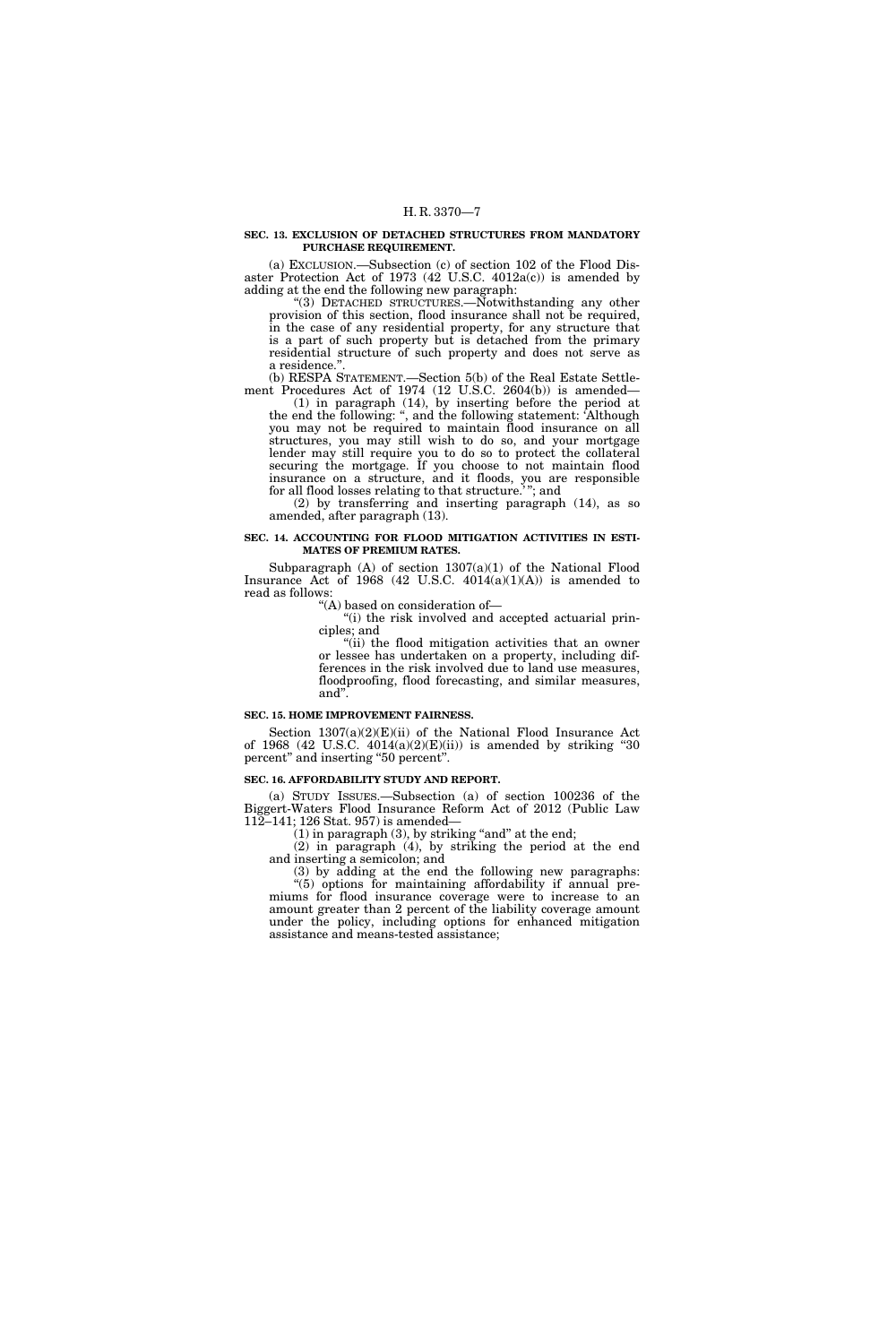**SEC. 13. EXCLUSION OF DETACHED STRUCTURES FROM MANDATORY PURCHASE REQUIREMENT.**

(a) EXCLUSION.—Subsection (c) of section 102 of the Flood Disaster Protection Act of 1973 (42 U.S.C. 4012a(c)) is amended by adding at the end the following new paragraph:

"(3) DETACHED STRUCTURES.—Notwithstanding any other provision of this section, flood insurance shall not be required, in the case of any residential property, for any structure that is a part of such property but is detached from the primary residential structure of such property and does not serve as a residence.".

(b) RESPA STATEMENT.—Section 5(b) of the Real Estate Settlement Procedures Act of 1974 (12 U.S.C. 2604(b)) is amended—

(1) in paragraph (14), by inserting before the period at the end the following: ", and the following statement: 'Although you may not be required to maintain flood insurance on all structures, you may still wish to do so, and your mortgage lender may still require you to do so to protect the collateral securing the mortgage. If you choose to not maintain flood insurance on a structure, and it floods, you are responsible for all flood losses relating to that structure.'"; and

(2) by transferring and inserting paragraph (14), as so amended, after paragraph (13).

**SEC. 14. ACCOUNTING FOR FLOOD MITIGATION ACTIVITIES IN ESTIMATES OF PREMIUM RATES.**

Subparagraph (A) of section 1307(a)(1) of the National Flood Insurance Act of 1968 (42 U.S.C. 4014(a)(1)(A)) is amended to read as follows:

"(A) based on consideration of—

"(i) the risk involved and accepted actuarial principles; and

"(ii) the flood mitigation activities that an owner or lessee has undertaken on a property, including differences in the risk involved due to land use measures, floodproofing, flood forecasting, and similar measures, and".

**SEC. 15. HOME IMPROVEMENT FAIRNESS.**

Section 1307(a)(2)(E)(ii) of the National Flood Insurance Act of 1968 (42 U.S.C. 4014(a)(2)(E)(ii)) is amended by striking "30 percent" and inserting "50 percent".

**SEC. 16. AFFORDABILITY STUDY AND REPORT.**

(a) STUDY ISSUES.—Subsection (a) of section 100236 of the Biggert-Waters Flood Insurance Reform Act of 2012 (Public Law 112–141; 126 Stat. 957) is amended—

(1) in paragraph (3), by striking "and" at the end;

(2) in paragraph (4), by striking the period at the end and inserting a semicolon; and

(3) by adding at the end the following new paragraphs:

"(5) options for maintaining affordability if annual premiums for flood insurance coverage were to increase to an amount greater than 2 percent of the liability coverage amount under the policy, including options for enhanced mitigation assistance and means-tested assistance;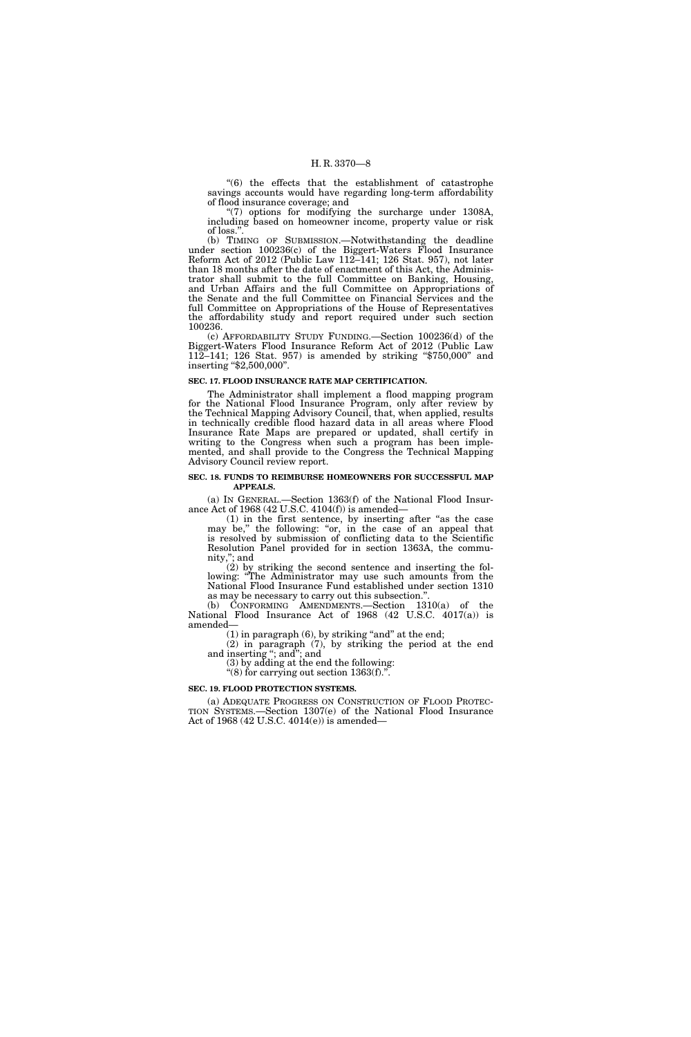"(6) the effects that the establishment of catastrophe savings accounts would have regarding long-term affordability of flood insurance coverage; and

"(7) options for modifying the surcharge under 1308A, including based on homeowner income, property value or risk of loss.".

(b) TIMING OF SUBMISSION.—Notwithstanding the deadline under section 100236(c) of the Biggert-Waters Flood Insurance Reform Act of 2012 (Public Law 112–141; 126 Stat. 957), not later than 18 months after the date of enactment of this Act, the Administrator shall submit to the full Committee on Banking, Housing, and Urban Affairs and the full Committee on Appropriations of the Senate and the full Committee on Financial Services and the full Committee on Appropriations of the House of Representatives the affordability study and report required under such section 100236.

(c) AFFORDABILITY STUDY FUNDING.—Section 100236(d) of the Biggert-Waters Flood Insurance Reform Act of 2012 (Public Law 112–141; 126 Stat. 957) is amended by striking "$750,000" and inserting "$2,500,000".

**SEC. 17. FLOOD INSURANCE RATE MAP CERTIFICATION.**

The Administrator shall implement a flood mapping program for the National Flood Insurance Program, only after review by the Technical Mapping Advisory Council, that, when applied, results in technically credible flood hazard data in all areas where Flood Insurance Rate Maps are prepared or updated, shall certify in writing to the Congress when such a program has been implemented, and shall provide to the Congress the Technical Mapping Advisory Council review report.

**SEC. 18. FUNDS TO REIMBURSE HOMEOWNERS FOR SUCCESSFUL MAP APPEALS.**

(a) IN GENERAL.—Section 1363(f) of the National Flood Insurance Act of 1968 (42 U.S.C. 4104(f)) is amended—

(1) in the first sentence, by inserting after "as the case may be," the following: "or, in the case of an appeal that is resolved by submission of conflicting data to the Scientific Resolution Panel provided for in section 1363A, the community,"; and

(2) by striking the second sentence and inserting the following: "The Administrator may use such amounts from the National Flood Insurance Fund established under section 1310 as may be necessary to carry out this subsection.".

(b) CONFORMING AMENDMENTS.—Section 1310(a) of the National Flood Insurance Act of 1968 (42 U.S.C. 4017(a)) is amended—

(1) in paragraph (6), by striking "and" at the end;

(2) in paragraph (7), by striking the period at the end and inserting "; and"; and

(3) by adding at the end the following:

"(8) for carrying out section 1363(f).".

**SEC. 19. FLOOD PROTECTION SYSTEMS.**

(a) ADEQUATE PROGRESS ON CONSTRUCTION OF FLOOD PROTECTION SYSTEMS.—Section 1307(e) of the National Flood Insurance Act of 1968 (42 U.S.C. 4014(e)) is amended—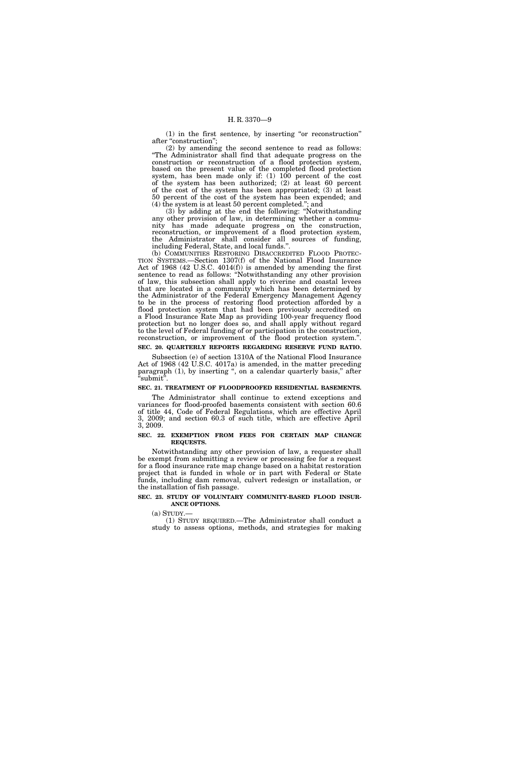(1) in the first sentence, by inserting "or reconstruction" after "construction";

(2) by amending the second sentence to read as follows: "The Administrator shall find that adequate progress on the construction or reconstruction of a flood protection system, based on the present value of the completed flood protection system, has been made only if: (1) 100 percent of the cost of the system has been authorized; (2) at least 60 percent of the cost of the system has been appropriated; (3) at least 50 percent of the cost of the system has been expended; and (4) the system is at least 50 percent completed."; and

(3) by adding at the end the following: "Notwithstanding any other provision of law, in determining whether a community has made adequate progress on the construction, reconstruction, or improvement of a flood protection system, the Administrator shall consider all sources of funding, including Federal, State, and local funds.".

(b) COMMUNITIES RESTORING DISACCREDITED FLOOD PROTECTION SYSTEMS.—Section 1307(f) of the National Flood Insurance Act of 1968 (42 U.S.C. 4014(f)) is amended by amending the first sentence to read as follows: "Notwithstanding any other provision of law, this subsection shall apply to riverine and coastal levees that are located in a community which has been determined by the Administrator of the Federal Emergency Management Agency to be in the process of restoring flood protection afforded by a flood protection system that had been previously accredited on a Flood Insurance Rate Map as providing 100-year frequency flood protection but no longer does so, and shall apply without regard to the level of Federal funding of or participation in the construction, reconstruction, or improvement of the flood protection system.".

**SEC. 20. QUARTERLY REPORTS REGARDING RESERVE FUND RATIO.**

Subsection (e) of section 1310A of the National Flood Insurance Act of 1968 (42 U.S.C. 4017a) is amended, in the matter preceding paragraph (1), by inserting ", on a calendar quarterly basis," after "submit".

**SEC. 21. TREATMENT OF FLOODPROOFED RESIDENTIAL BASEMENTS.**

The Administrator shall continue to extend exceptions and variances for flood-proofed basements consistent with section 60.6 of title 44, Code of Federal Regulations, which are effective April 3, 2009; and section 60.3 of such title, which are effective April 3, 2009.

**SEC. 22. EXEMPTION FROM FEES FOR CERTAIN MAP CHANGE REQUESTS.**

Notwithstanding any other provision of law, a requester shall be exempt from submitting a review or processing fee for a request for a flood insurance rate map change based on a habitat restoration project that is funded in whole or in part with Federal or State funds, including dam removal, culvert redesign or installation, or the installation of fish passage.

**SEC. 23. STUDY OF VOLUNTARY COMMUNITY-BASED FLOOD INSURANCE OPTIONS.**

(a) STUDY.—

(1) STUDY REQUIRED.—The Administrator shall conduct a study to assess options, methods, and strategies for making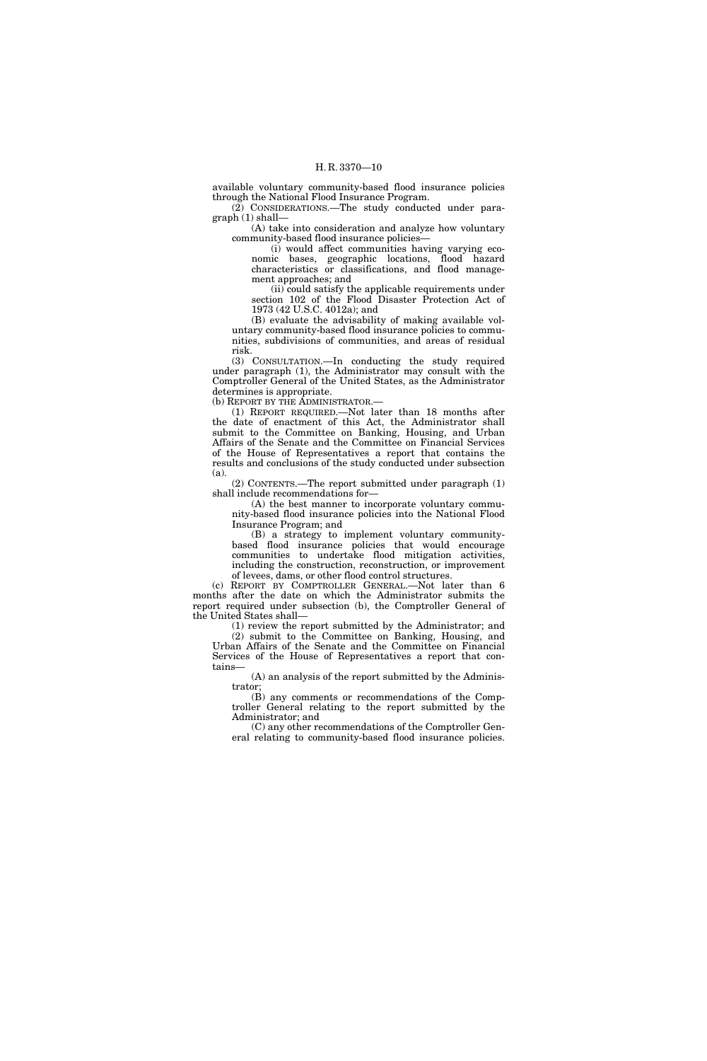available voluntary community-based flood insurance policies through the National Flood Insurance Program.

(2) CONSIDERATIONS.—The study conducted under paragraph (1) shall—

(A) take into consideration and analyze how voluntary community-based flood insurance policies—

(i) would affect communities having varying economic bases, geographic locations, flood hazard characteristics or classifications, and flood management approaches; and

(ii) could satisfy the applicable requirements under section 102 of the Flood Disaster Protection Act of 1973 (42 U.S.C. 4012a); and

(B) evaluate the advisability of making available voluntary community-based flood insurance policies to communities, subdivisions of communities, and areas of residual risk.

(3) CONSULTATION.—In conducting the study required under paragraph (1), the Administrator may consult with the Comptroller General of the United States, as the Administrator determines is appropriate.

(b) REPORT BY THE ADMINISTRATOR.—

(1) REPORT REQUIRED.—Not later than 18 months after the date of enactment of this Act, the Administrator shall submit to the Committee on Banking, Housing, and Urban Affairs of the Senate and the Committee on Financial Services of the House of Representatives a report that contains the results and conclusions of the study conducted under subsection (a).

(2) CONTENTS.—The report submitted under paragraph (1) shall include recommendations for—

(A) the best manner to incorporate voluntary community-based flood insurance policies into the National Flood Insurance Program; and

(B) a strategy to implement voluntary community-based flood insurance policies that would encourage communities to undertake flood mitigation activities, including the construction, reconstruction, or improvement of levees, dams, or other flood control structures.

(c) REPORT BY COMPTROLLER GENERAL.—Not later than 6 months after the date on which the Administrator submits the report required under subsection (b), the Comptroller General of the United States shall—

(1) review the report submitted by the Administrator; and

(2) submit to the Committee on Banking, Housing, and Urban Affairs of the Senate and the Committee on Financial Services of the House of Representatives a report that contains—

(A) an analysis of the report submitted by the Administrator;

(B) any comments or recommendations of the Comptroller General relating to the report submitted by the Administrator; and

(C) any other recommendations of the Comptroller General relating to community-based flood insurance policies.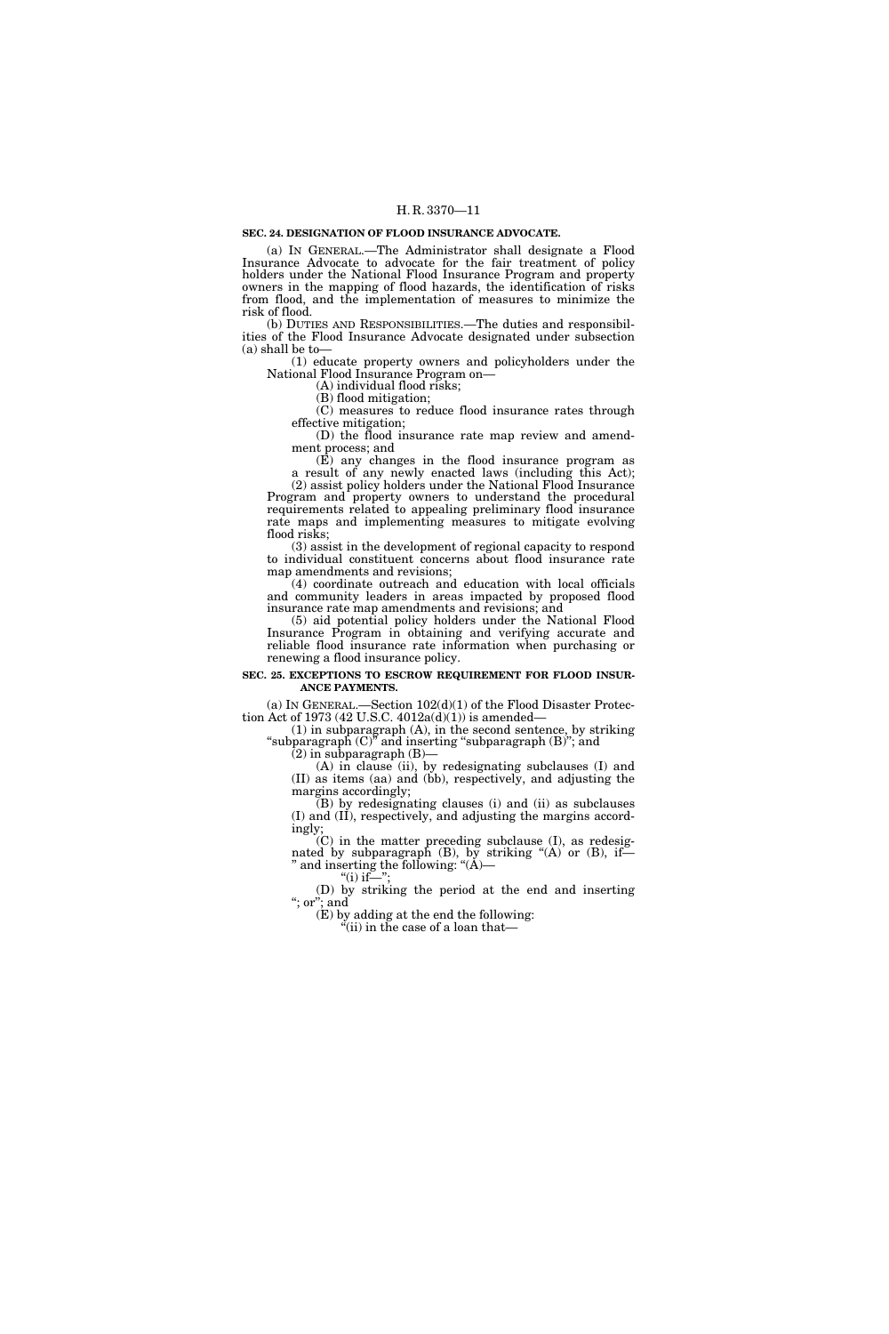**SEC. 24. DESIGNATION OF FLOOD INSURANCE ADVOCATE.**

(a) IN GENERAL.—The Administrator shall designate a Flood Insurance Advocate to advocate for the fair treatment of policy holders under the National Flood Insurance Program and property owners in the mapping of flood hazards, the identification of risks from flood, and the implementation of measures to minimize the risk of flood.

(b) DUTIES AND RESPONSIBILITIES.—The duties and responsibilities of the Flood Insurance Advocate designated under subsection (a) shall be to—

(1) educate property owners and policyholders under the National Flood Insurance Program on—

(A) individual flood risks;

(B) flood mitigation;

(C) measures to reduce flood insurance rates through effective mitigation;

(D) the flood insurance rate map review and amendment process; and

(E) any changes in the flood insurance program as a result of any newly enacted laws (including this Act);

(2) assist policy holders under the National Flood Insurance Program and property owners to understand the procedural requirements related to appealing preliminary flood insurance rate maps and implementing measures to mitigate evolving flood risks;

(3) assist in the development of regional capacity to respond to individual constituent concerns about flood insurance rate map amendments and revisions;

(4) coordinate outreach and education with local officials and community leaders in areas impacted by proposed flood insurance rate map amendments and revisions; and

(5) aid potential policy holders under the National Flood Insurance Program in obtaining and verifying accurate and reliable flood insurance rate information when purchasing or renewing a flood insurance policy.

**SEC. 25. EXCEPTIONS TO ESCROW REQUIREMENT FOR FLOOD INSURANCE PAYMENTS.**

(a) IN GENERAL.—Section 102(d)(1) of the Flood Disaster Protection Act of 1973 (42 U.S.C. 4012a(d)(1)) is amended—

(1) in subparagraph (A), in the second sentence, by striking "subparagraph (C)" and inserting "subparagraph (B)"; and

(2) in subparagraph (B)—

(A) in clause (ii), by redesignating subclauses (I) and (II) as items (aa) and (bb), respectively, and adjusting the margins accordingly;

(B) by redesignating clauses (i) and (ii) as subclauses (I) and (II), respectively, and adjusting the margins accordingly;

(C) in the matter preceding subclause (I), as redesignated by subparagraph (B), by striking "(A) or (B), if—" and inserting the following: "(A)—

"(i) if—";

(D) by striking the period at the end and inserting "; or"; and

(E) by adding at the end the following:

"(ii) in the case of a loan that—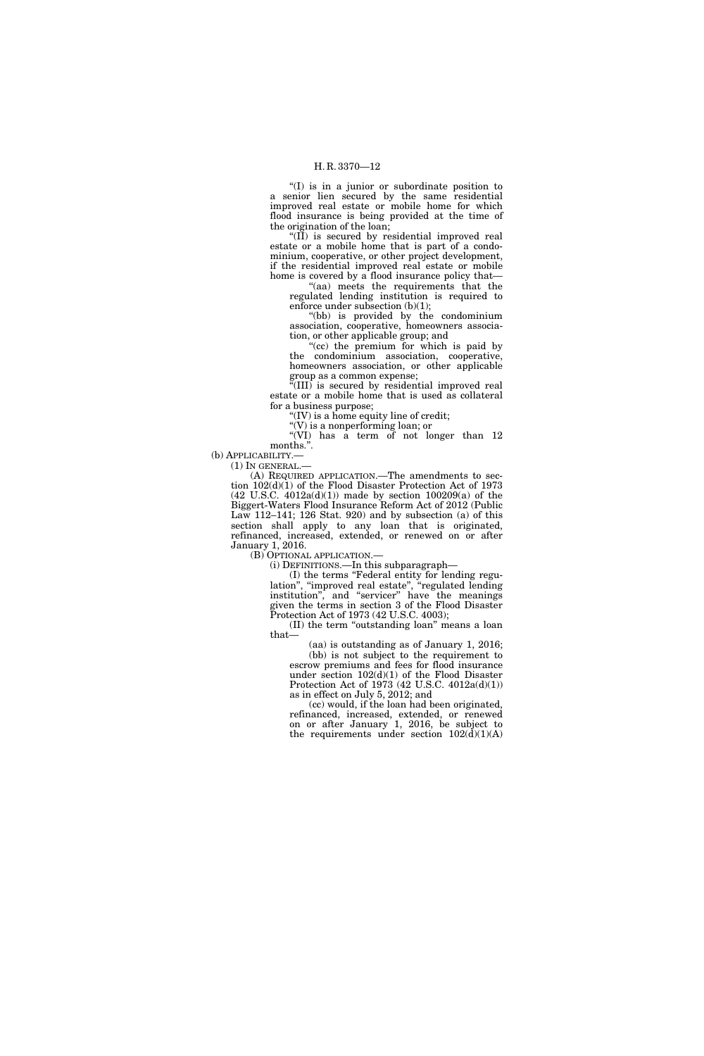"(I) is in a junior or subordinate position to a senior lien secured by the same residential improved real estate or mobile home for which flood insurance is being provided at the time of the origination of the loan;

"(II) is secured by residential improved real estate or a mobile home that is part of a condominium, cooperative, or other project development, if the residential improved real estate or mobile home is covered by a flood insurance policy that—

"(aa) meets the requirements that the regulated lending institution is required to enforce under subsection (b)(1);

"(bb) is provided by the condominium association, cooperative, homeowners association, or other applicable group; and

"(cc) the premium for which is paid by the condominium association, cooperative, homeowners association, or other applicable group as a common expense;

"(III) is secured by residential improved real estate or a mobile home that is used as collateral for a business purpose;

"(IV) is a home equity line of credit;

"(V) is a nonperforming loan; or

"(VI) has a term of not longer than 12 months.".

(b) APPLICABILITY.—

(1) IN GENERAL.—

(A) REQUIRED APPLICATION.—The amendments to section 102(d)(1) of the Flood Disaster Protection Act of 1973 (42 U.S.C. 4012a(d)(1)) made by section 100209(a) of the Biggert-Waters Flood Insurance Reform Act of 2012 (Public Law 112–141; 126 Stat. 920) and by subsection (a) of this section shall apply to any loan that is originated, refinanced, increased, extended, or renewed on or after January 1, 2016.

(B) OPTIONAL APPLICATION.—

(i) DEFINITIONS.—In this subparagraph—

(I) the terms "Federal entity for lending regulation", "improved real estate", "regulated lending institution", and "servicer" have the meanings given the terms in section 3 of the Flood Disaster Protection Act of 1973 (42 U.S.C. 4003);

(II) the term "outstanding loan" means a loan that—

(aa) is outstanding as of January 1, 2016;

(bb) is not subject to the requirement to escrow premiums and fees for flood insurance under section 102(d)(1) of the Flood Disaster Protection Act of 1973 (42 U.S.C. 4012a(d)(1)) as in effect on July 5, 2012; and

(cc) would, if the loan had been originated, refinanced, increased, extended, or renewed on or after January 1, 2016, be subject to the requirements under section 102(d)(1)(A)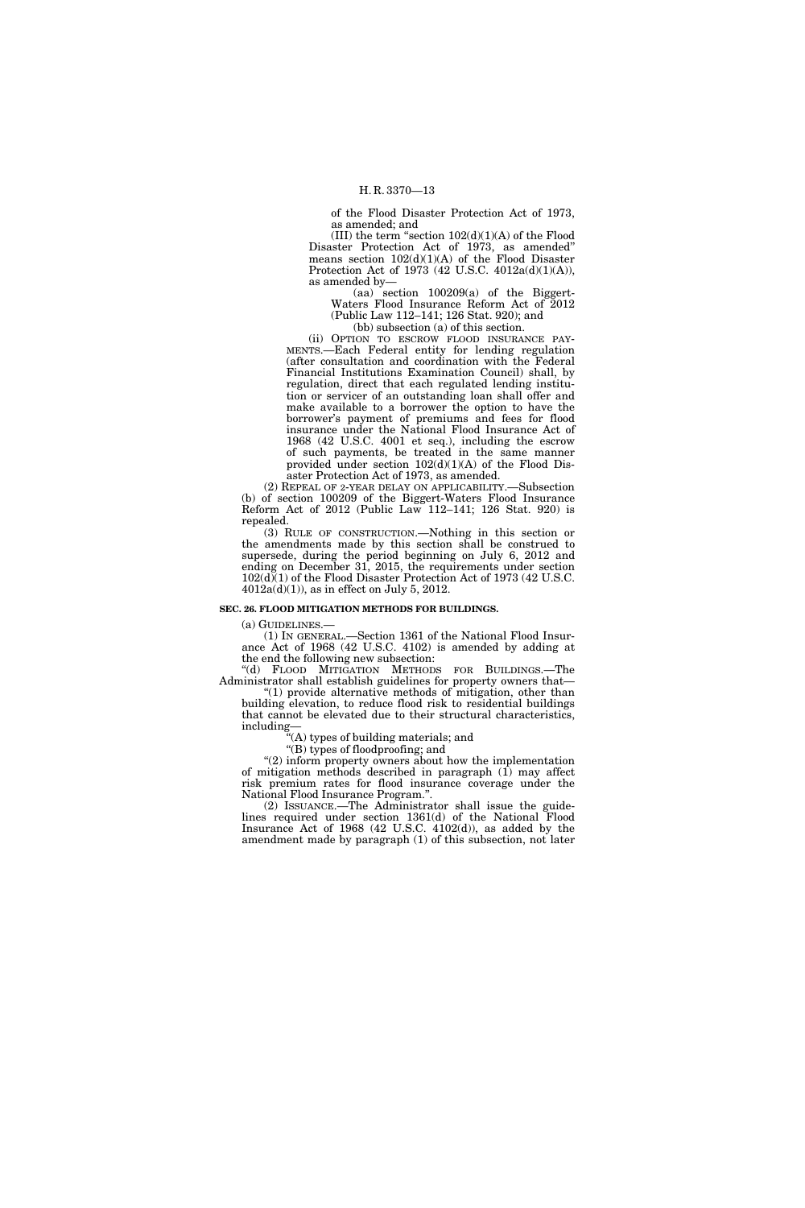of the Flood Disaster Protection Act of 1973, as amended; and

(III) the term "section 102(d)(1)(A) of the Flood Disaster Protection Act of 1973, as amended" means section 102(d)(1)(A) of the Flood Disaster Protection Act of 1973 (42 U.S.C. 4012a(d)(1)(A)), as amended by—

(aa) section 100209(a) of the Biggert-Waters Flood Insurance Reform Act of 2012 (Public Law 112–141; 126 Stat. 920); and

(bb) subsection (a) of this section.

(ii) OPTION TO ESCROW FLOOD INSURANCE PAYMENTS.—Each Federal entity for lending regulation (after consultation and coordination with the Federal Financial Institutions Examination Council) shall, by regulation, direct that each regulated lending institution or servicer of an outstanding loan shall offer and make available to a borrower the option to have the borrower's payment of premiums and fees for flood insurance under the National Flood Insurance Act of 1968 (42 U.S.C. 4001 et seq.), including the escrow of such payments, be treated in the same manner provided under section 102(d)(1)(A) of the Flood Disaster Protection Act of 1973, as amended.

(2) REPEAL OF 2-YEAR DELAY ON APPLICABILITY.—Subsection (b) of section 100209 of the Biggert-Waters Flood Insurance Reform Act of 2012 (Public Law 112–141; 126 Stat. 920) is repealed.

(3) RULE OF CONSTRUCTION.—Nothing in this section or the amendments made by this section shall be construed to supersede, during the period beginning on July 6, 2012 and ending on December 31, 2015, the requirements under section 102(d)(1) of the Flood Disaster Protection Act of 1973 (42 U.S.C. 4012a(d)(1)), as in effect on July 5, 2012.

**SEC. 26. FLOOD MITIGATION METHODS FOR BUILDINGS.**

(a) GUIDELINES.—

(1) IN GENERAL.—Section 1361 of the National Flood Insurance Act of 1968 (42 U.S.C. 4102) is amended by adding at the end the following new subsection:

"(d) FLOOD MITIGATION METHODS FOR BUILDINGS.—The Administrator shall establish guidelines for property owners that—

"(1) provide alternative methods of mitigation, other than building elevation, to reduce flood risk to residential buildings that cannot be elevated due to their structural characteristics, including—

"(A) types of building materials; and

"(B) types of floodproofing; and

"(2) inform property owners about how the implementation of mitigation methods described in paragraph (1) may affect risk premium rates for flood insurance coverage under the National Flood Insurance Program.".

(2) ISSUANCE.—The Administrator shall issue the guidelines required under section 1361(d) of the National Flood Insurance Act of 1968 (42 U.S.C. 4102(d)), as added by the amendment made by paragraph (1) of this subsection, not later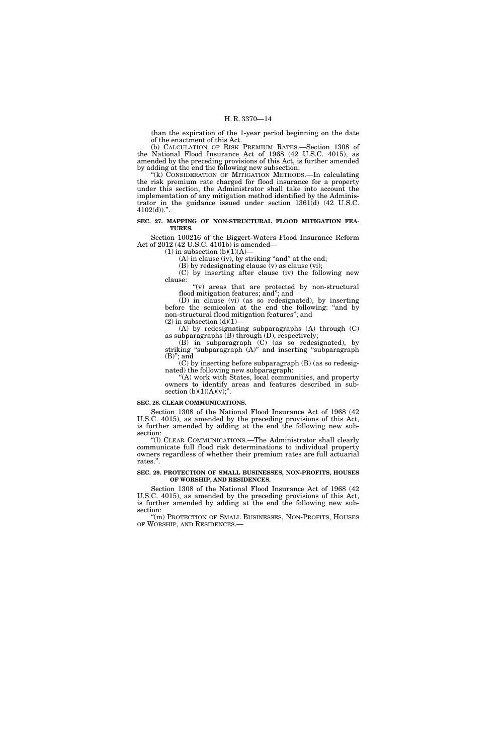than the expiration of the 1-year period beginning on the date of the enactment of this Act.

(b) CALCULATION OF RISK PREMIUM RATES.—Section 1308 of the National Flood Insurance Act of 1968 (42 U.S.C. 4015), as amended by the preceding provisions of this Act, is further amended by adding at the end the following new subsection:

"(k) CONSIDERATION OF MITIGATION METHODS.—In calculating the risk premium rate charged for flood insurance for a property under this section, the Administrator shall take into account the implementation of any mitigation method identified by the Administrator in the guidance issued under section 1361(d) (42 U.S.C. 4102(d)).".

**SEC. 27. MAPPING OF NON-STRUCTURAL FLOOD MITIGATION FEATURES.**

Section 100216 of the Biggert-Waters Flood Insurance Reform Act of 2012 (42 U.S.C. 4101b) is amended—

(1) in subsection (b)(1)(A)—

(A) in clause (iv), by striking "and" at the end;

(B) by redesignating clause (v) as clause (vi);

(C) by inserting after clause (iv) the following new clause:

"(v) areas that are protected by non-structural flood mitigation features; and"; and

(D) in clause (vi) (as so redesignated), by inserting before the semicolon at the end the following: "and by non-structural flood mitigation features"; and

(2) in subsection (d)(1)—

(A) by redesignating subparagraphs (A) through (C) as subparagraphs (B) through (D), respectively;

(B) in subparagraph (C) (as so redesignated), by striking "subparagraph (A)" and inserting "subparagraph (B)"; and

(C) by inserting before subparagraph (B) (as so redesignated) the following new subparagraph:

"(A) work with States, local communities, and property owners to identify areas and features described in subsection (b)(1)(A)(v);".

**SEC. 28. CLEAR COMMUNICATIONS.**

Section 1308 of the National Flood Insurance Act of 1968 (42 U.S.C. 4015), as amended by the preceding provisions of this Act, is further amended by adding at the end the following new subsection:

"(l) CLEAR COMMUNICATIONS.—The Administrator shall clearly communicate full flood risk determinations to individual property owners regardless of whether their premium rates are full actuarial rates.".

**SEC. 29. PROTECTION OF SMALL BUSINESSES, NON-PROFITS, HOUSES OF WORSHIP, AND RESIDENCES.**

Section 1308 of the National Flood Insurance Act of 1968 (42 U.S.C. 4015), as amended by the preceding provisions of this Act, is further amended by adding at the end the following new subsection:

"(m) PROTECTION OF SMALL BUSINESSES, NON-PROFITS, HOUSES OF WORSHIP, AND RESIDENCES.—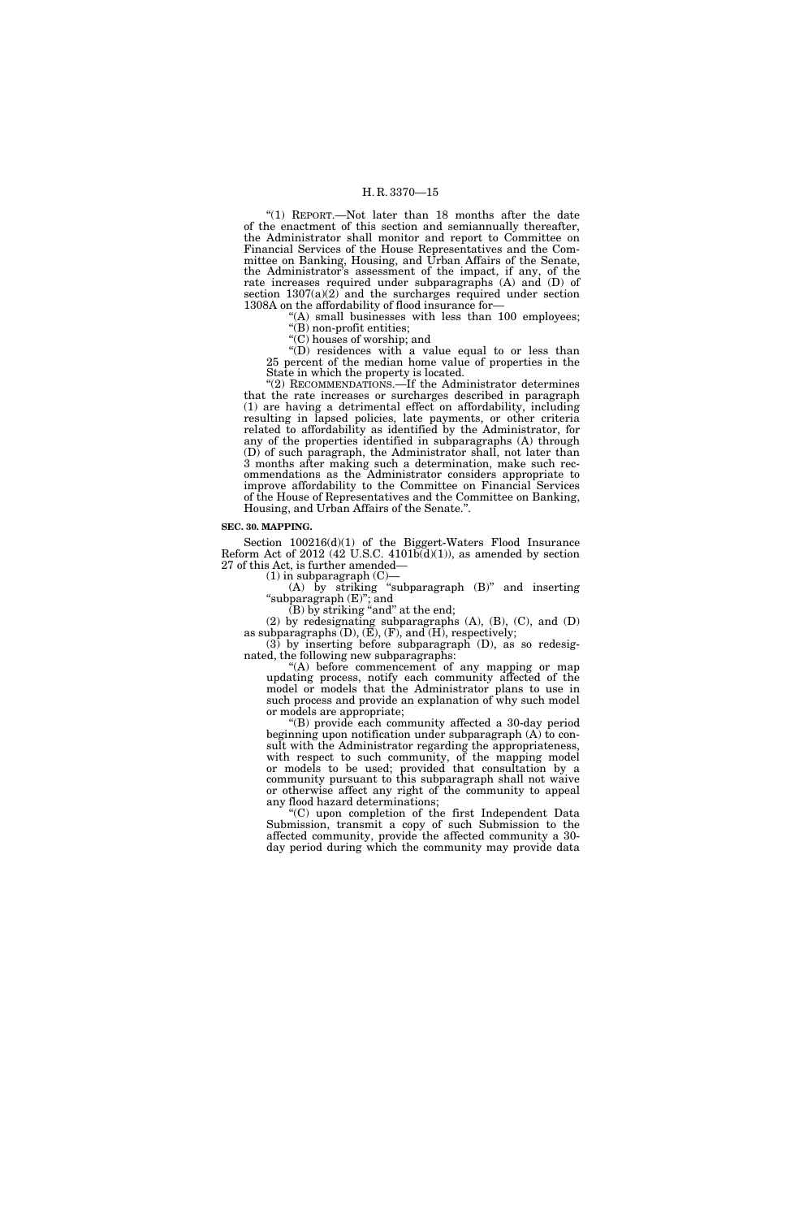"(1) REPORT.—Not later than 18 months after the date of the enactment of this section and semiannually thereafter, the Administrator shall monitor and report to Committee on Financial Services of the House Representatives and the Committee on Banking, Housing, and Urban Affairs of the Senate, the Administrator's assessment of the impact, if any, of the rate increases required under subparagraphs (A) and (D) of section 1307(a)(2) and the surcharges required under section 1308A on the affordability of flood insurance for—

"(A) small businesses with less than 100 employees;

"(B) non-profit entities;

"(C) houses of worship; and

"(D) residences with a value equal to or less than 25 percent of the median home value of properties in the State in which the property is located.

"(2) RECOMMENDATIONS.—If the Administrator determines that the rate increases or surcharges described in paragraph (1) are having a detrimental effect on affordability, including resulting in lapsed policies, late payments, or other criteria related to affordability as identified by the Administrator, for any of the properties identified in subparagraphs (A) through (D) of such paragraph, the Administrator shall, not later than 3 months after making such a determination, make such recommendations as the Administrator considers appropriate to improve affordability to the Committee on Financial Services of the House of Representatives and the Committee on Banking, Housing, and Urban Affairs of the Senate.".

**SEC. 30. MAPPING.**

Section 100216(d)(1) of the Biggert-Waters Flood Insurance Reform Act of 2012 (42 U.S.C. 4101b(d)(1)), as amended by section 27 of this Act, is further amended—

(1) in subparagraph (C)—

(A) by striking "subparagraph (B)" and inserting "subparagraph (E)"; and

(B) by striking "and" at the end;

(2) by redesignating subparagraphs (A), (B), (C), and (D) as subparagraphs (D), (E), (F), and (H), respectively;

(3) by inserting before subparagraph (D), as so redesignated, the following new subparagraphs:

"(A) before commencement of any mapping or map updating process, notify each community affected of the model or models that the Administrator plans to use in such process and provide an explanation of why such model or models are appropriate;

"(B) provide each community affected a 30-day period beginning upon notification under subparagraph (A) to consult with the Administrator regarding the appropriateness, with respect to such community, of the mapping model or models to be used; provided that consultation by a community pursuant to this subparagraph shall not waive or otherwise affect any right of the community to appeal any flood hazard determinations;

"(C) upon completion of the first Independent Data Submission, transmit a copy of such Submission to the affected community, provide the affected community a 30-day period during which the community may provide data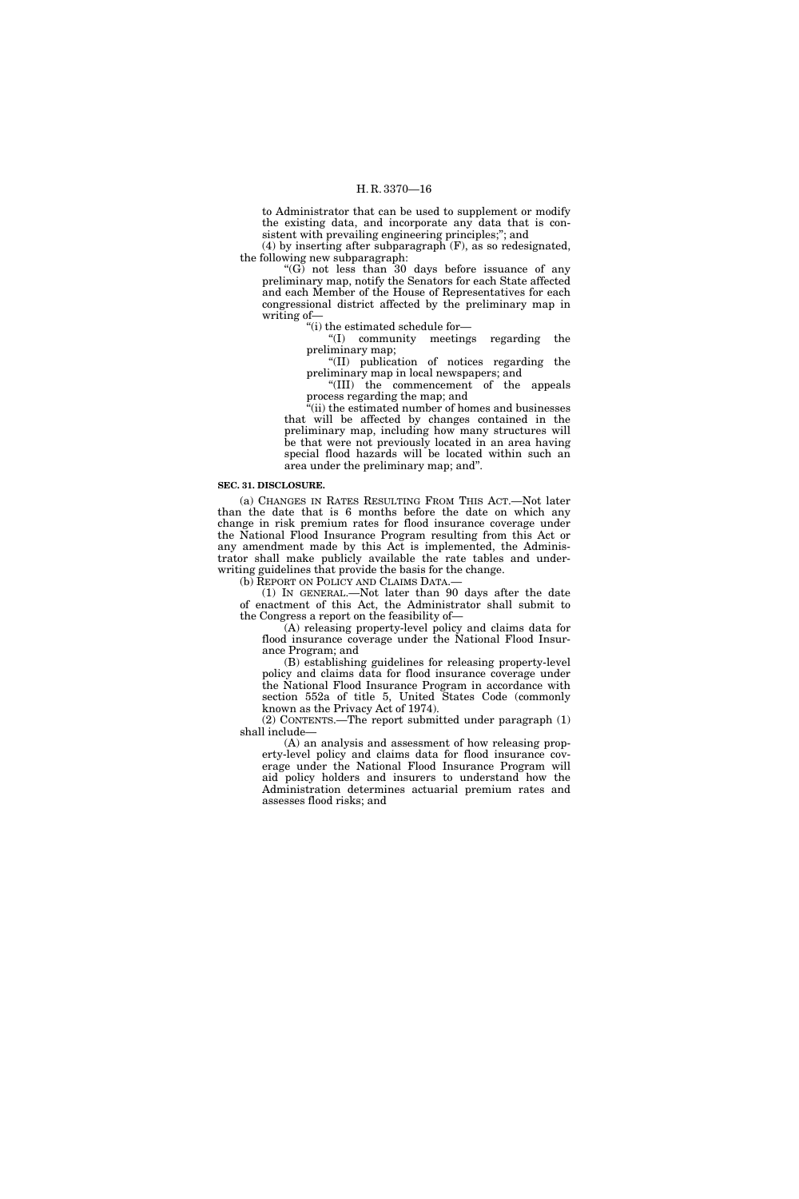to Administrator that can be used to supplement or modify the existing data, and incorporate any data that is consistent with prevailing engineering principles;"; and

(4) by inserting after subparagraph (F), as so redesignated, the following new subparagraph:

"(G) not less than 30 days before issuance of any preliminary map, notify the Senators for each State affected and each Member of the House of Representatives for each congressional district affected by the preliminary map in writing of—

"(i) the estimated schedule for—

"(I) community meetings regarding the preliminary map;

"(II) publication of notices regarding the preliminary map in local newspapers; and

"(III) the commencement of the appeals process regarding the map; and

"(ii) the estimated number of homes and businesses that will be affected by changes contained in the preliminary map, including how many structures will be that were not previously located in an area having special flood hazards will be located within such an area under the preliminary map; and".

**SEC. 31. DISCLOSURE.**

(a) CHANGES IN RATES RESULTING FROM THIS ACT.—Not later than the date that is 6 months before the date on which any change in risk premium rates for flood insurance coverage under the National Flood Insurance Program resulting from this Act or any amendment made by this Act is implemented, the Administrator shall make publicly available the rate tables and underwriting guidelines that provide the basis for the change.

(b) REPORT ON POLICY AND CLAIMS DATA.—

(1) IN GENERAL.—Not later than 90 days after the date of enactment of this Act, the Administrator shall submit to the Congress a report on the feasibility of—

(A) releasing property-level policy and claims data for flood insurance coverage under the National Flood Insurance Program; and

(B) establishing guidelines for releasing property-level policy and claims data for flood insurance coverage under the National Flood Insurance Program in accordance with section 552a of title 5, United States Code (commonly known as the Privacy Act of 1974).

(2) CONTENTS.—The report submitted under paragraph (1) shall include—

(A) an analysis and assessment of how releasing property-level policy and claims data for flood insurance coverage under the National Flood Insurance Program will aid policy holders and insurers to understand how the Administration determines actuarial premium rates and assesses flood risks; and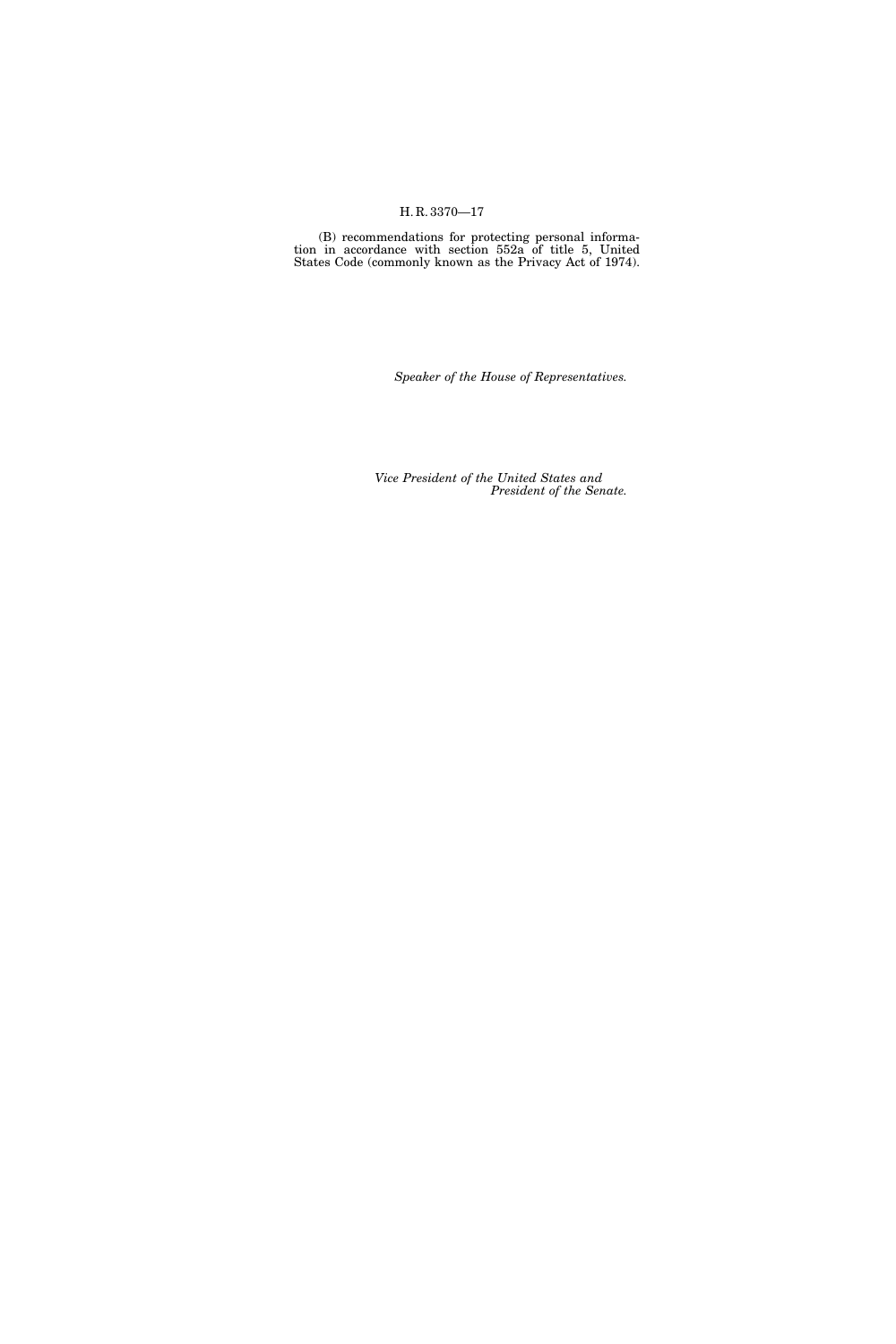(B) recommendations for protecting personal information in accordance with section 552a of title 5, United States Code (commonly known as the Privacy Act of 1974).

*Speaker of the House of Representatives.*

*Vice President of the United States and President of the Senate.*